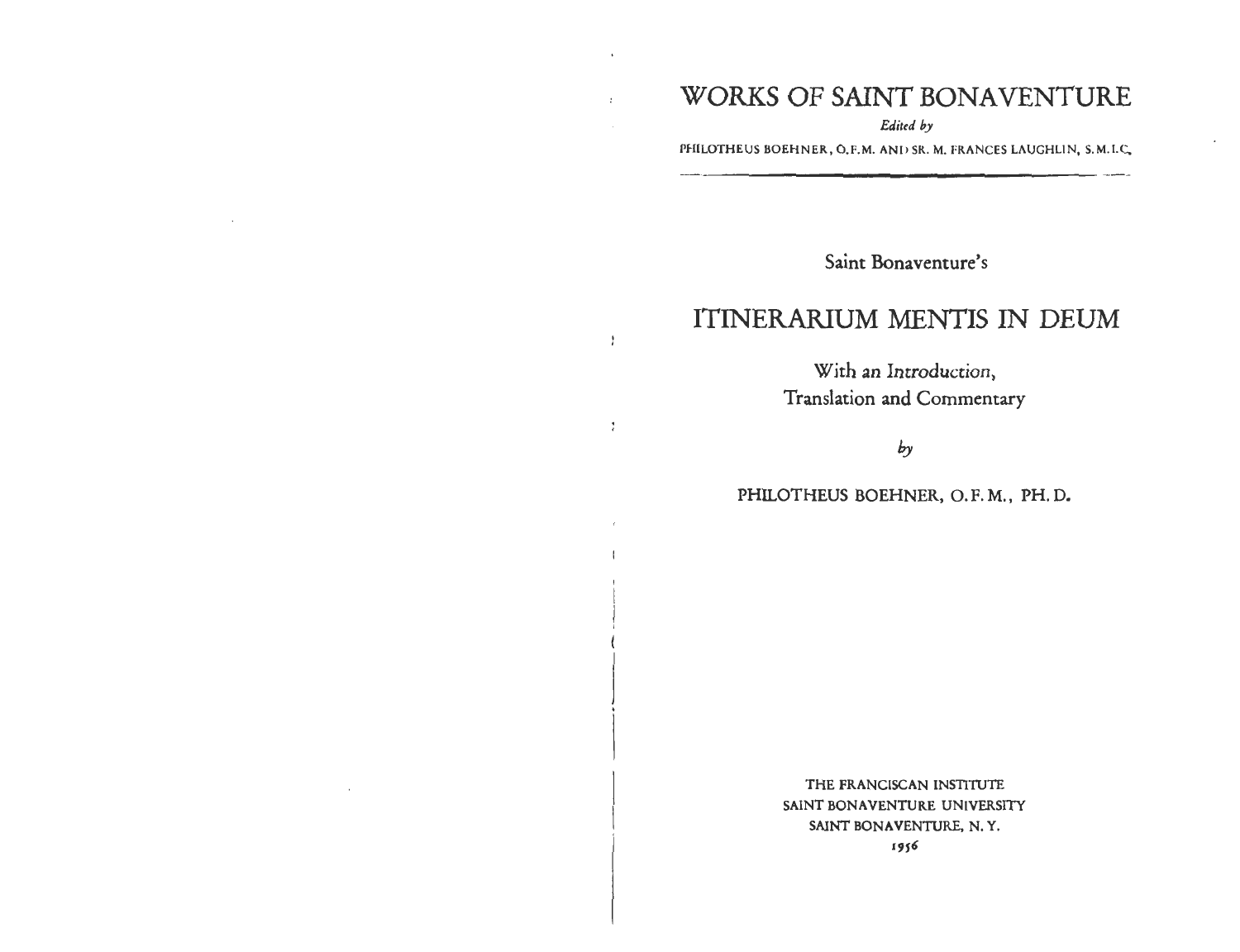# WORKS OF SAINT BONAVENTURE

*Edited by*

PHILOTHEUS BOEHNER, O.F.M. AND SR. M. FRANCES LAUGHLIN, S.M.I.C.

---

Saint Bonaventure's

## ITINERARIUM MENTIS IN DEUM

With an *Introduction*,
Translation and Commentary

*by*

PHILOTHEUS BOEHNER, O.F.M., PH.D.

THE FRANCISCAN INSTITUTE
SAINT BONAVENTURE UNIVERSITY
SAINT BONAVENTURE, N.Y.
1956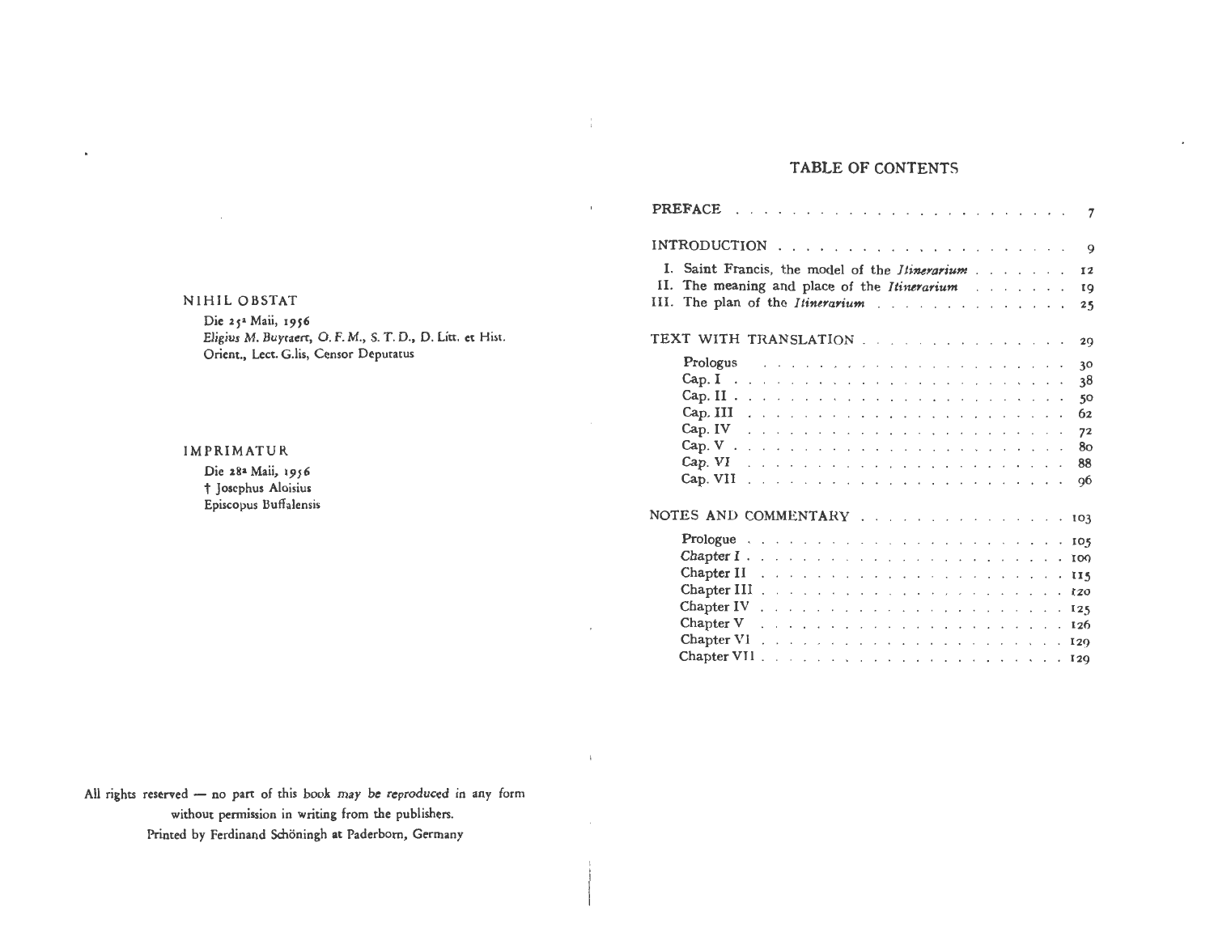NIHIL OBSTAT

Die 25ª Maii, 1956
*Eligius M. Buytaert, O. F. M., S. T. D., D. Litt. et Hist. Orient., Lect. G.lis, Censor Deputatus*

IMPRIMATUR

Die 28ª Maii, 1956
† Josephus Aloisius
Episcopus Buffalensis

All rights reserved — no part of this book *may be reproduced* in any form without permission in writing from the publishers.
Printed by Ferdinand Schöningh at Paderborn, Germany

# TABLE OF CONTENTS

PREFACE . . . 7

INTRODUCTION . . . 9

- I. Saint Francis, the model of the *Itinerarium* . . . 12
- II. The meaning and place of the *Itinerarium* . . . 19
- III. The plan of the *Itinerarium* . . . 25

TEXT WITH TRANSLATION . . . 29

- Prologus . . . 30
- Cap. I . . . 38
- Cap. II . . . 50
- Cap. III . . . 62
- Cap. IV . . . 72
- Cap. V . . . 80
- Cap. VI . . . 88
- Cap. VII . . . 96

NOTES AND COMMENTARY . . . 103

- Prologue . . . 105
- Chapter I . . . 109
- Chapter II . . . 115
- Chapter III . . . 120
- Chapter IV . . . 125
- Chapter V . . . 126
- Chapter VI . . . 129
- Chapter VII . . . 129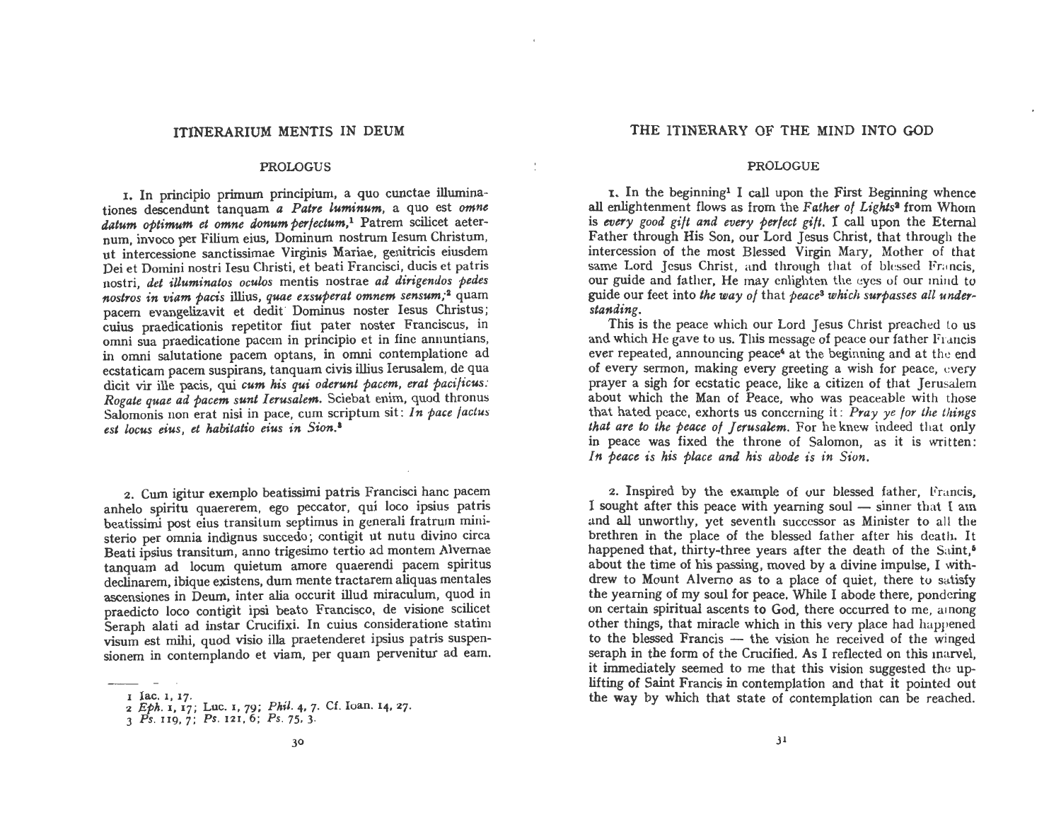# ITINERARIUM MENTIS IN DEUM

## PROLOGUS

1. In principio primum principium, a quo cunctae illuminationes descendunt tanquam *a Patre luminum*, a quo est *omne datum optimum et omne donum perfectum*,[1] Patrem scilicet aeternum, invoco per Filium eius, Dominum nostrum Iesum Christum, ut intercessione sanctissimae Virginis Mariae, genitricis eiusdem Dei et Domini nostri Iesu Christi, et beati Francisci, ducis et patris nostri, *det illuminatos oculos* mentis nostrae *ad dirigendos pedes nostros in viam pacis* illius, *quae exsuperat omnem sensum*;[2] quam pacem evangelizavit et dedit Dominus noster Iesus Christus; cuius praedicationis repetitor fiut pater noster Franciscus, in omni sua praedicatione pacem in principio et in fine annuntians, in omni salutatione pacem optans, in omni contemplatione ad ecstaticam pacem suspirans, tanquam civis illius Ierusalem, de qua dicit vir ille pacis, qui *cum his qui oderunt pacem, erat pacificus: Rogate quae ad pacem sunt Ierusalem.* Sciebat enim, quod thronus Salomonis non erat nisi in pace, cum scriptum sit: *In pace factus est locus eius, et habitatio eius in Sion.*[3]

2. Cum igitur exemplo beatissimi patris Francisci hanc pacem anhelo spiritu quaererem, ego peccator, qui loco ipsius patris beatissimi post eius transitum septimus in generali fratrum ministerio per omnia indignus succedo; contigit ut nutu divino circa Beati ipsius transitum, anno trigesimo tertio ad montem Alvernae tanquam ad locum quietum amore quaerendi pacem spiritus declinarem, ibique existens, dum mente tractarem aliquas mentales ascensiones in Deum, inter alia occurit illud miraculum, quod in praedicto loco contigit ipsi beato Francisco, de visione scilicet Seraph alati ad instar Crucifixi. In cuius consideratione statim visum est mihi, quod visio illa praetenderet ipsius patris suspensionem in contemplando et viam, per quam pervenitur ad eam.

---

1 Iac. 1, 17.
2 *Eph.* 1, 17; Luc. 1, 79; *Phil.* 4, 7. Cf. Ioan. 14, 27.
3 *Ps.* 119, 7; *Ps.* 121, 6; *Ps.* 75, 3.

# THE ITINERARY OF THE MIND INTO GOD

## PROLOGUE

1. In the beginning[1] I call upon the First Beginning whence all enlightenment flows as from the *Father of Lights*[2] from Whom is *every good gift and every perfect gift*. I call upon the Eternal Father through His Son, our Lord Jesus Christ, that through the intercession of the most Blessed Virgin Mary, Mother of that same Lord Jesus Christ, and through that of blessed Francis, our guide and father, He may enlighten the eyes of our mind to guide our feet into *the way of* that *peace*[3] *which surpasses all understanding*.

This is the peace which our Lord Jesus Christ preached to us and which He gave to us. This message of peace our father Francis ever repeated, announcing peace[4] at the beginning and at the end of every sermon, making every greeting a wish for peace, every prayer a sigh for ecstatic peace, like a citizen of that Jerusalem about which the Man of Peace, who was peaceable with those that hated peace, exhorts us concerning it: *Pray ye for the things that are to the peace of Jerusalem.* For he knew indeed that only in peace was fixed the throne of Salomon, as it is written: *In peace is his place and his abode is in Sion.*

2. Inspired by the example of our blessed father, Francis, I sought after this peace with yearning soul — sinner that I am and all unworthy, yet seventh successor as Minister to all the brethren in the place of the blessed father after his death. It happened that, thirty-three years after the death of the Saint,[5] about the time of his passing, moved by a divine impulse, I withdrew to Mount Alverno as to a place of quiet, there to satisfy the yearning of my soul for peace. While I abode there, pondering on certain spiritual ascents to God, there occurred to me, among other things, that miracle which in this very place had happened to the blessed Francis — the vision he received of the winged seraph in the form of the Crucified. As I reflected on this marvel, it immediately seemed to me that this vision suggested the uplifting of Saint Francis in contemplation and that it pointed out the way by which that state of contemplation can be reached.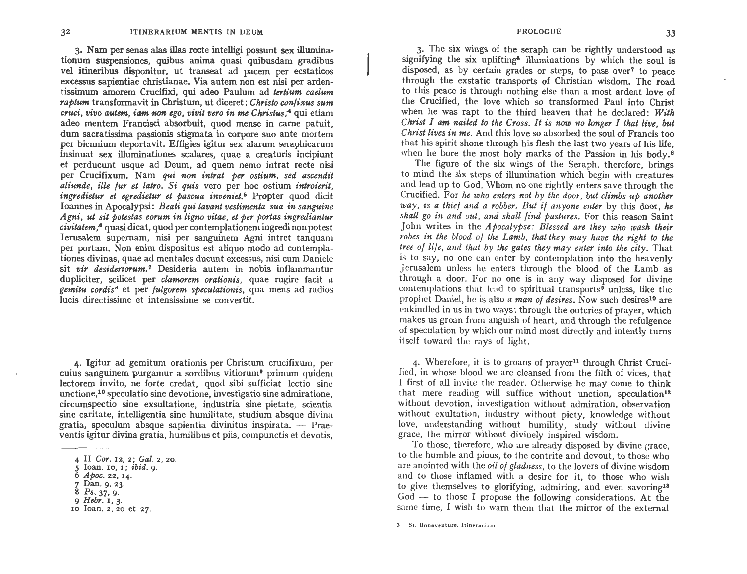3. Nam per senas alas illas recte intelligi possunt sex illuminationum suspensiones, quibus anima quasi quibusdam gradibus vel itineribus disponitur, ut transeat ad pacem per ecstaticos excessus sapientiae christianae. Via autem non est nisi per ardentissimum amorem Crucifixi, qui adeo Paulum ad *tertium caelum raptum* transformavit in Christum, ut diceret: *Christo confixus sum cruci, vivo autem, iam non ego, vivit vero in me Christus;*[4] qui etiam adeo mentem Francisci absorbuit, quod mense in carne patuit, dum sacratissima passionis stigmata in corpore suo ante mortem per biennium deportavit. Effigies igitur sex alarum seraphicarum insinuat sex illuminationes scalares, quae a creaturis incipiunt et perducunt usque ad Deum, ad quem nemo intrat recte nisi per Crucifixum. Nam *qui non intrat per ostium, sed ascendit aliunde, ille fur et latro. Si quis* vero per hoc ostium *introierit, ingredietur et egredietur et pascua inveniet.*[5] Propter quod dicit Ioannes in Apocalypsi: *Beati qui lavant vestimenta sua in sanguine Agni, ut sit potestas eorum in ligno vitae, et per portas ingrediantur civitatem,*[6] quasi dicat, quod per contemplationem ingredi non potest Ierusalem supernam, nisi per sanguinem Agni intret tanquam per portam. Non enim dispositus est aliquo modo ad contemplationes divinas, quae ad mentales ducunt excessus, nisi cum Daniele sit *vir desideriorum.*[7] Desideria autem in nobis inflammantur dupliciter, scilicet per *clamorem orationis*, quae rugire facit *a gemitu cordis*[8] et per *fulgorem speculationis*, qua mens ad radios lucis directissime et intensissime se convertit.

4. Igitur ad gemitum orationis per Christum crucifixum, per cuius sanguinem purgamur a sordibus vitiorum[9] primum quidem lectorem invito, ne forte credat, quod sibi sufficiat lectio sine unctione,[10] speculatio sine devotione, investigatio sine admiratione, circumspectio sine exsultatione, industria sine pietate, scientia sine caritate, intelligentia sine humilitate, studium absque divina gratia, speculum absque sapientia divinitus inspirata. — Praeventis igitur divina gratia, humilibus et piis, compunctis et devotis,

---

4 II *Cor.* 12, 2; *Gal.* 2, 20.
5 Ioan. 10, 1; *ibid.* 9.
6 *Apoc.* 22, 14.
7 Dan. 9, 23.
8 *Ps.* 37, 9.
9 *Hebr.* 1, 3.
10 Ioan. 2, 20 et 27.

3. The six wings of the seraph can be rightly understood as signifying the six uplifting[6] illuminations by which the soul is disposed, as by certain grades or steps, to pass over[7] to peace through the exstatic transports of Christian wisdom. The road to this peace is through nothing else than a most ardent love of the Crucified, the love which so transformed Paul into Christ when he was rapt to the third heaven that he declared: *With Christ I am nailed to the Cross. It is now no longer I that live, but Christ lives in me.* And this love so absorbed the soul of Francis too that his spirit shone through his flesh the last two years of his life, when he bore the most holy marks of the Passion in his body.[8]

The figure of the six wings of the Seraph, therefore, brings to mind the six steps of illumination which begin with creatures and lead up to God, Whom no one rightly enters save through the Crucified. For *he who enters not by the door, but climbs up another way, is a thief and a robber. But if anyone enter* by this door, *he shall go in and out, and shall find pastures.* For this reason Saint John writes in the *Apocalypse: Blessed are they who wash their robes in the blood of the Lamb, that they may have the right to the tree of life, and that by the gates they may enter into the city.* That is to say, no one can enter by contemplation into the heavenly Jerusalem unless he enters through the blood of the Lamb as through a door. For no one is in any way disposed for divine contemplations that lead to spiritual transports[9] unless, like the prophet Daniel, he is also *a man of desires*. Now such desires[10] are enkindled in us in two ways: through the outcries of prayer, which makes us groan from anguish of heart, and through the refulgence of speculation by which our mind most directly and intently turns itself toward the rays of light.

4. Wherefore, it is to groans of prayer[11] through Christ Crucified, in whose blood we are cleansed from the filth of vices, that I first of all invite the reader. Otherwise he may come to think that mere reading will suffice without unction, speculation[12] without devotion, investigation without admiration, observation without exultation, industry without piety, knowledge without love, understanding without humility, study without divine grace, the mirror without divinely inspired wisdom.

To those, therefore, who are already disposed by divine grace, to the humble and pious, to the contrite and devout, to those who are anointed with the *oil of gladness*, to the lovers of divine wisdom and to those inflamed with a desire for it, to those who wish to give themselves to glorifying, admiring, and even savoring[13] God — to those I propose the following considerations. At the same time, I wish to warn them that the mirror of the external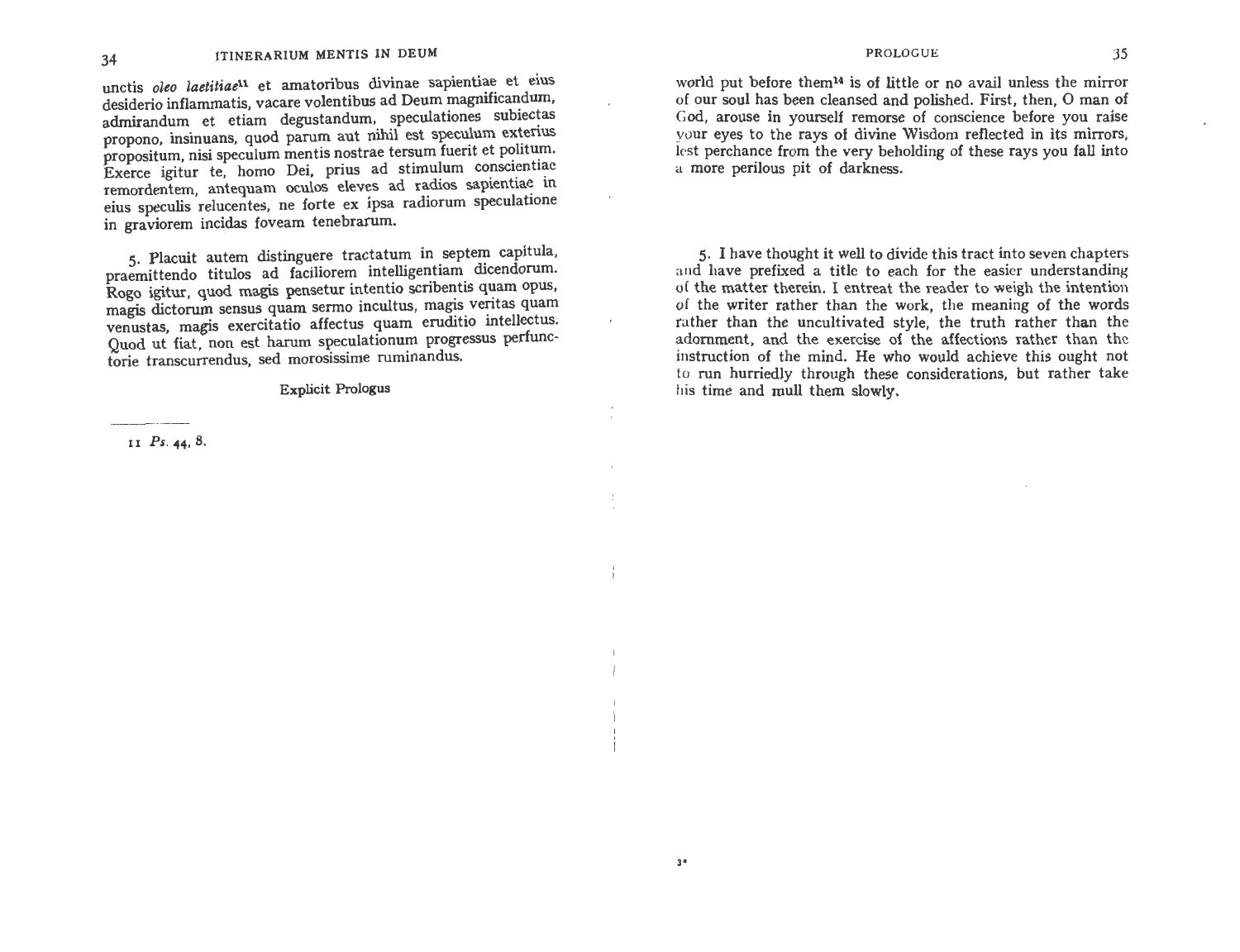unctis *oleo laetitiae*[11] et amatoribus divinae sapientiae et eius desiderio inflammatis, vacare volentibus ad Deum magnificandum, admirandum et etiam degustandum, speculationes subiectas propono, insinuans, quod parum aut nihil est speculum exterius propositum, nisi speculum mentis nostrae tersum fuerit et politum. Exerce igitur te, homo Dei, prius ad stimulum conscientiae remordentem, antequam oculos eleves ad radios sapientiae in eius speculis relucentes, ne forte ex ipsa radiorum speculatione in graviorem incidas foveam tenebrarum.

5. Placuit autem distinguere tractatum in septem capitula, praemittendo titulos ad faciliorem intelligentiam dicendorum. Rogo igitur, quod magis pensetur intentio scribentis quam opus, magis dictorum sensus quam sermo incultus, magis veritas quam venustas, magis exercitatio affectus quam eruditio intellectus. Quod ut fiat, non est harum speculationum progressus perfunctorie transcurrendus, sed morosissime ruminandus.

Explicit Prologus

11 *Ps.* 44, 8.

world put before them[14] is of little or no avail unless the mirror of our soul has been cleansed and polished. First, then, O man of God, arouse in yourself remorse of conscience before you raise your eyes to the rays of divine Wisdom reflected in its mirrors, lest perchance from the very beholding of these rays you fall into a more perilous pit of darkness.

5. I have thought it well to divide this tract into seven chapters and have prefixed a title to each for the easier understanding of the matter therein. I entreat the reader to weigh the intention of the writer rather than the work, the meaning of the words rather than the uncultivated style, the truth rather than the adornment, and the exercise of the affections rather than the instruction of the mind. He who would achieve this ought not to run hurriedly through these considerations, but rather take his time and mull them slowly.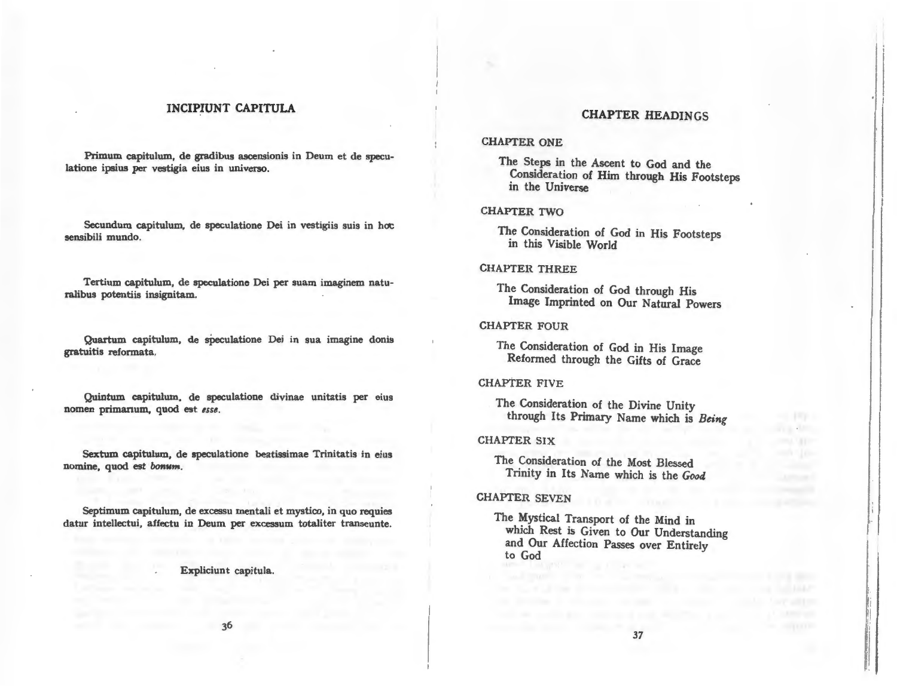## INCIPIUNT CAPITULA

Primum capitulum, de gradibus ascensionis in Deum et de speculatione ipsius per vestigia eius in universo.

Secundum capitulum, de speculatione Dei in vestigiis suis in hoc sensibili mundo.

Tertium capitulum, de speculatione Dei per suam imaginem naturalibus potentiis insignitam.

Quartum capitulum, de speculatione Dei in sua imagine donis gratuitis reformata.

Quintum capitulum, de speculatione divinae unitatis per eius nomen primarium, quod est *esse*.

Sextum capitulum, de speculatione beatissimae Trinitatis in eius nomine, quod est *bonum*.

Septimum capitulum, de excessu mentali et mystico, in quo requies datur intellectui, affectu in Deum per excessum totaliter transeunte.

Expliciunt capitula.

## CHAPTER HEADINGS

CHAPTER ONE

The Steps in the Ascent to God and the Consideration of Him through His Footsteps in the Universe

CHAPTER TWO

The Consideration of God in His Footsteps in this Visible World

CHAPTER THREE

The Consideration of God through His Image Imprinted on Our Natural Powers

CHAPTER FOUR

The Consideration of God in His Image Reformed through the Gifts of Grace

CHAPTER FIVE

The Consideration of the Divine Unity through Its Primary Name which is *Being*

CHAPTER SIX

The Consideration of the Most Blessed Trinity in Its Name which is the *Good*

CHAPTER SEVEN

The Mystical Transport of the Mind in which Rest is Given to Our Understanding and Our Affection Passes over Entirely to God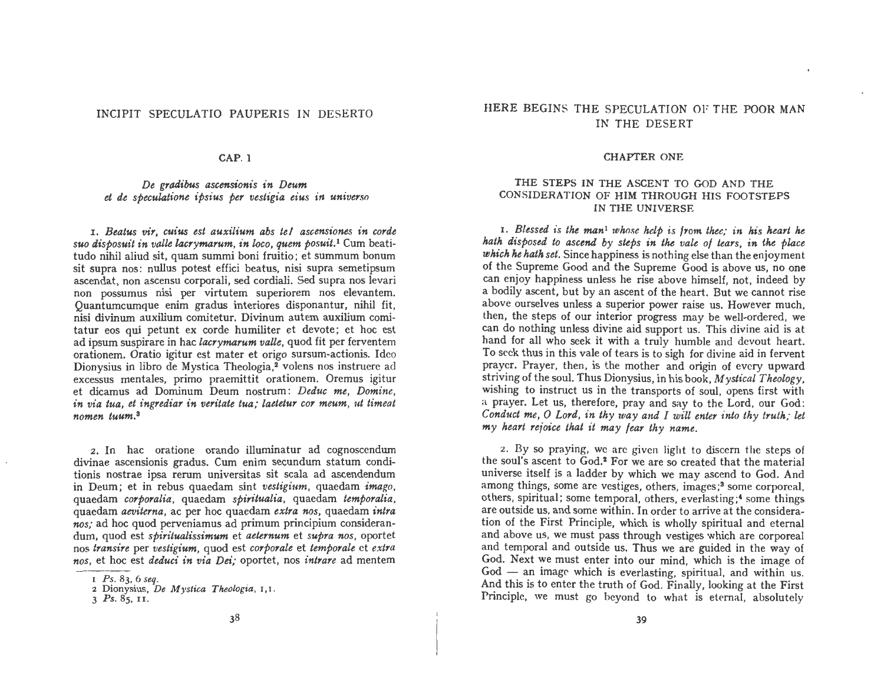## INCIPIT SPECULATIO PAUPERIS IN DESERTO

### CAP. 1

*De gradibus ascensionis in Deum et de speculatione ipsius per vestigia eius in universo*

1. *Beatus vir, cuius est auxilium abs te! ascensiones in corde suo disposuit in valle lacrymarum, in loco, quem posuit.*[1] Cum beatitudo nihil aliud sit, quam summi boni fruitio; et summum bonum sit supra nos: nullus potest effici beatus, nisi supra semetipsum ascendat, non ascensu corporali, sed cordiali. Sed supra nos levari non possumus nisi per virtutem superiorem nos elevantem. Quantumcumque enim gradus interiores disponantur, nihil fit, nisi divinum auxilium comitetur. Divinum autem auxilium comitatur eos qui petunt ex corde humiliter et devote; et hoc est ad ipsum suspirare in hac *lacrymarum valle*, quod fit per ferventem orationem. Oratio igitur est mater et origo sursum-actionis. Ideo Dionysius in libro de Mystica Theologia,[2] volens nos instruere ad excessus mentales, primo praemittit orationem. Oremus igitur et dicamus ad Dominum Deum nostrum: *Deduc me, Domine, in via tua, et ingrediar in veritate tua; laetetur cor meum, ut timeat nomen tuum.*[3]

2. In hac oratione orando illuminatur ad cognoscendum divinae ascensionis gradus. Cum enim secundum statum conditionis nostrae ipsa rerum universitas sit scala ad ascendendum in Deum; et in rebus quaedam sint *vestigium*, quaedam *imago*, quaedam *corporalia*, quaedam *spiritualia*, quaedam *temporalia*, quaedam *aeviterna*, ac per hoc quaedam *extra nos*, quaedam *intra nos;* ad hoc quod perveniamus ad primum principium considerandum, quod est *spiritualissimum* et *aeternum* et *supra nos*, oportet nos *transire* per *vestigium*, quod est *corporale* et *temporale* et *extra nos*, et hoc est *deduci in via Dei;* oportet, nos *intrare* ad mentem

1 *Ps.* 83, 6 *seq.*
2 Dionysius, *De Mystica Theologia*, 1,1.
3 *Ps.* 85, 11.

## HERE BEGINS THE SPECULATION OF THE POOR MAN IN THE DESERT

### CHAPTER ONE

THE STEPS IN THE ASCENT TO GOD AND THE CONSIDERATION OF HIM THROUGH HIS FOOTSTEPS IN THE UNIVERSE

1. ***Blessed is the man***[1] ***whose help is from thee; in his heart he hath disposed to ascend by steps in the vale of tears, in the place which he hath set.*** Since happiness is nothing else than the enjoyment of the Supreme Good and the Supreme Good is above us, no one can enjoy happiness unless he rise above himself, not, indeed by a bodily ascent, but by an ascent of the heart. But we cannot rise above ourselves unless a superior power raise us. However much, then, the steps of our interior progress may be well-ordered, we can do nothing unless divine aid support us. This divine aid is at hand for all who seek it with a truly humble and devout heart. To seek thus in this vale of tears is to sigh for divine aid in fervent prayer. Prayer, then, is the mother and origin of every upward striving of the soul. Thus Dionysius, in his book, *Mystical Theology*, wishing to instruct us in the transports of soul, opens first with a prayer. Let us, therefore, pray and say to the Lord, our God: *Conduct me, O Lord, in thy way and I will enter into thy truth; let my heart rejoice that it may fear thy name.*

2. By so praying, we are given light to discern the steps of the soul's ascent to God.[2] For we are so created that the material universe itself is a ladder by which we may ascend to God. And among things, some are vestiges, others, images;[3] some corporeal, others, spiritual; some temporal, others, everlasting;[4] some things are outside us, and some within. In order to arrive at the consideration of the First Principle, which is wholly spiritual and eternal and above us, we must pass through vestiges which are corporeal and temporal and outside us. Thus we are guided in the way of God. Next we must enter into our mind, which is the image of God — an image which is everlasting, spiritual, and within us. And this is to enter the truth of God. Finally, looking at the First Principle, we must go beyond to what is eternal, absolutely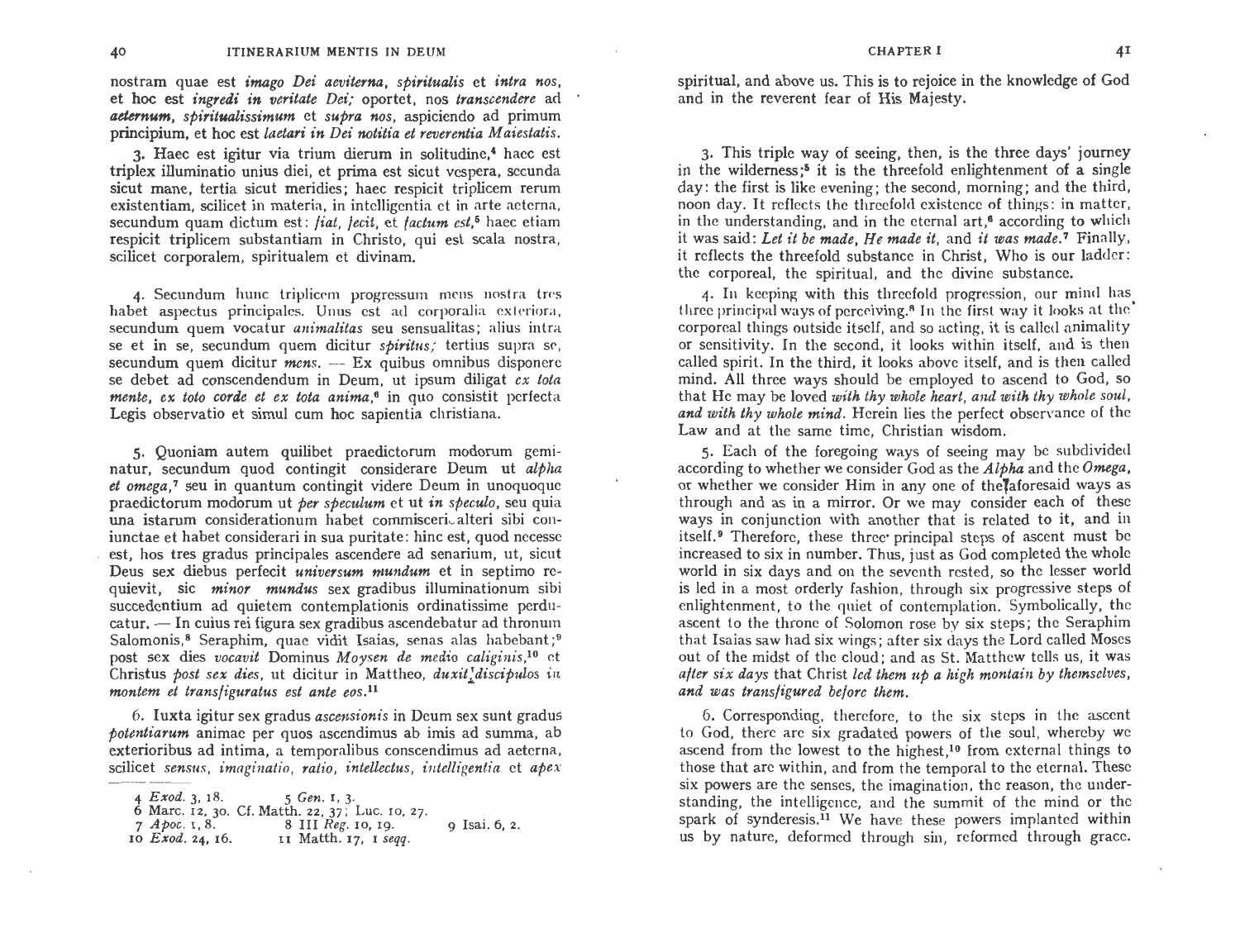nostram quae est *imago Dei aeviterna, spiritualis* et *intra nos*, et hoc est *ingredi in veritate Dei;* oportet, nos *transcendere* ad *aeternum, spiritualissimum* et *supra nos*, aspiciendo ad primum principium, et hoc est *laetari in Dei notitia et reverentia Maiestatis*.

3. Haec est igitur via trium dierum in solitudine,[4] haec est triplex illuminatio unius diei, et prima est sicut vespera, secunda sicut mane, tertia sicut meridies; haec respicit triplicem rerum existentiam, scilicet in materia, in intelligentia et in arte aeterna, secundum quam dictum est: *fiat, fecit,* et *factum est,*[5] haec etiam respicit triplicem substantiam in Christo, qui est scala nostra, scilicet corporalem, spiritualem et divinam.

4. Secundum hunc triplicem progressum mens nostra tres habet aspectus principales. Unus est ad corporalia exteriora, secundum quem vocatur *animalitas* seu sensualitas; alius intra se et in se, secundum quem dicitur *spiritus;* tertius supra se, secundum quem dicitur *mens*. — Ex quibus omnibus disponere se debet ad conscendendum in Deum, ut ipsum diligat *ex tota mente, ex toto corde et ex tota anima,*[6] in quo consistit perfecta Legis observatio et simul cum hoc sapientia christiana.

5. Quoniam autem quilibet praedictorum modorum geminatur, secundum quod contingit considerare Deum ut *alpha et omega,*[7] seu in quantum contingit videre Deum in unoquoque praedictorum modorum ut *per speculum* et ut *in speculo*, seu quia una istarum considerationum habet commisceri alteri sibi coniunctae et habet considerari in sua puritate: hinc est, quod necesse est, hos tres gradus principales ascendere ad senarium, ut, sicut Deus sex diebus perfecit *universum mundum* et in septimo requievit, sic *minor mundus* sex gradibus illuminationum sibi succedentium ad quietem contemplationis ordinatissime perducatur. — In cuius rei figura sex gradibus ascendebatur ad thronum Salomonis,[8] Seraphim, quae vidit Isaias, senas alas habebant;[9] post sex dies *vocavit* Dominus *Moysen de medio caliginis,*[10] et Christus *post sex dies*, ut dicitur in Mattheo, *duxit discipulos in montem et transfiguratus est ante eos.*[11]

6. Iuxta igitur sex gradus *ascensionis* in Deum sex sunt gradus *potentiarum* animae per quos ascendimus ab imis ad summa, ab exterioribus ad intima, a temporalibus conscendimus ad aeterna, scilicet *sensus, imaginatio, ratio, intellectus, intelligentia* et *apex*

4 *Exod.* 3, 18. 5 *Gen.* 1, 3.
6 Marc. 12, 30. Cf. Matth. 22, 37; Luc. 10, 27.
7 *Apoc.* 1, 8. 8 III *Reg.* 10, 19. 9 Isai. 6, 2.
10 *Exod.* 24, 16. 11 Matth. 17, 1 *seqq.*

spiritual, and above us. This is to rejoice in the knowledge of God and in the reverent fear of His Majesty.

3. This triple way of seeing, then, is the three days' journey in the wilderness;[5] it is the threefold enlightenment of a single day: the first is like evening; the second, morning; and the third, noon day. It reflects the threefold existence of things: in matter, in the understanding, and in the eternal art,[6] according to which it was said: *Let it be made, He made it,* and *it was made.*[7] Finally, it reflects the threefold substance in Christ, Who is our ladder: the corporeal, the spiritual, and the divine substance.

4. In keeping with this threefold progression, our mind has three principal ways of perceiving.[8] In the first way it looks at the corporeal things outside itself, and so acting, it is called animality or sensitivity. In the second, it looks within itself, and is then called spirit. In the third, it looks above itself, and is then called mind. All three ways should be employed to ascend to God, so that He may be loved *with thy whole heart, and with thy whole soul, and with thy whole mind.* Herein lies the perfect observance of the Law and at the same time, Christian wisdom.

5. Each of the foregoing ways of seeing may be subdivided according to whether we consider God as the *Alpha* and the *Omega*, or whether we consider Him in any one of the aforesaid ways as through and as in a mirror. Or we may consider each of these ways in conjunction with another that is related to it, and in itself.[9] Therefore, these three principal steps of ascent must be increased to six in number. Thus, just as God completed the whole world in six days and on the seventh rested, so the lesser world is led in a most orderly fashion, through six progressive steps of enlightenment, to the quiet of contemplation. Symbolically, the ascent to the throne of Solomon rose by six steps; the Seraphim that Isaias saw had six wings; after six days the Lord called Moses out of the midst of the cloud; and as St. Matthew tells us, it was *after six days* that Christ *led them up a high montain by themselves, and was transfigured before them.*

6. Corresponding, therefore, to the six steps in the ascent to God, there are six gradated powers of the soul, whereby we ascend from the lowest to the highest,[10] from external things to those that are within, and from the temporal to the eternal. These six powers are the senses, the imagination, the reason, the understanding, the intelligence, and the summit of the mind or the spark of synderesis.[11] We have these powers implanted within us by nature, deformed through sin, reformed through grace.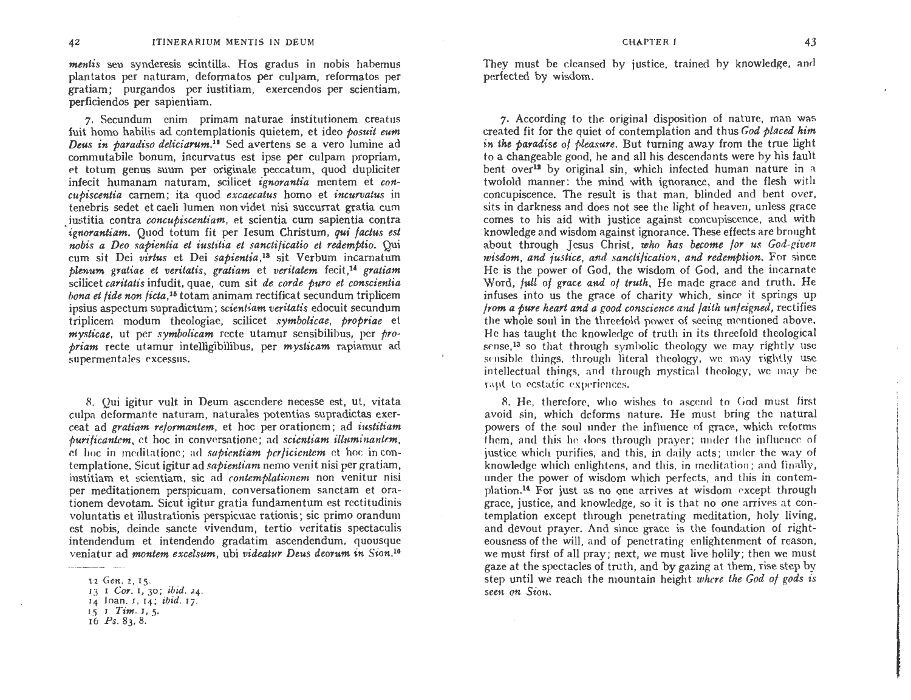*mentis* seu synderesis scintilla. Hos gradus in nobis habemus plantatos per naturam, deformatos per culpam, reformatos per gratiam; purgandos per iustitiam, exercendos per scientiam, perficiendos per sapientiam.

7. Secundum enim primam naturae institutionem creatus fuit homo habilis ad contemplationis quietem, et ideo *posuit eum Deus in paradiso deliciarum.*[12] Sed avertens se a vero lumine ad commutabile bonum, incurvatus est ipse per culpam propriam, et totum genus suum per originale peccatum, quod dupliciter infecit humanam naturam, scilicet *ignorantia* mentem et *concupiscentia* carnem; ita quod *excaecatus* homo et *incurvatus* in tenebris sedet et caeli lumen non videt nisi succurrat gratia cum iustitia contra *concupiscentiam*, et scientia cum sapientia contra *ignorantiam*. Quod totum fit per Iesum Christum, *qui factus est nobis a Deo sapientia et iustitia et sanctificatio et redemptio.* Qui cum sit Dei *virtus* et Dei *sapientia*,[13] sit Verbum incarnatum *plenum gratiae et veritatis*, *gratiam* et *veritatem* fecit,[14] *gratiam* scilicet *caritatis* infudit, quae, cum sit *de corde puro et conscientia bona et fide non ficta*,[15] totam animam rectificat secundum triplicem ipsius aspectum supradictum; *scientiam veritatis* edocuit secundum triplicem modum theologiae, scilicet *symbolicae*, *propriae* et *mysticae*, ut per *symbolicam* recte utamur sensibilibus, per *propriam* recte utamur intelligibilibus, per *mysticam* rapiamur ad supermentales excessus.

8. Qui igitur vult in Deum ascendere necesse est, ut, vitata culpa deformante naturam, naturales potentias supradictas exerceat ad *gratiam reformantem*, et hoc per orationem; ad *iustitiam purificantem*, et hoc in conversatione; ad *scientiam illuminantem*, et hoc in meditatione; ad *sapientiam perficientem* et hoc in contemplatione. Sicut igitur ad *sapientiam* nemo venit nisi per gratiam, iustitiam et scientiam, sic ad *contemplationem* non venitur nisi per meditationem perspicuam, conversationem sanctam et orationem devotam. Sicut igitur gratia fundamentum est rectitudinis voluntatis et illustrationis perspicuae rationis; sic primo orandum est nobis, deinde sancte vivendum, tertio veritatis spectaculis intendendum et intendendo gradatim ascendendum, quousque veniatur ad *montem excelsum*, ubi *videatur Deus deorum in Sion.*[16]

12 *Gen.* 2, 15.
13 1 *Cor.* 1, 30; *ibid.* 24.
14 Ioan. 1, 14; *ibid.* 17.
15 1 *Tim.* 1, 5.
16 *Ps.* 83, 8.

They must be cleansed by justice, trained by knowledge, and perfected by wisdom.

7. According to the original disposition of nature, man was created fit for the quiet of contemplation and thus *God placed him in the paradise of pleasure.* But turning away from the true light to a changeable good, he and all his descendants were by his fault bent over[12] by original sin, which infected human nature in a twofold manner: the mind with ignorance, and the flesh with concupiscence. The result is that man, blinded and bent over, sits in darkness and does not see the light of heaven, unless grace comes to his aid with justice against concupiscence, and with knowledge and wisdom against ignorance. These effects are brought about through Jesus Christ, *who has become for us God-given wisdom, and justice, and sanctification, and redemption.* For since He is the power of God, the wisdom of God, and the incarnate Word, *full of grace and of truth*, He made grace and truth. He infuses into us the grace of charity which, since it springs up *from a pure heart and a good conscience and faith unfeigned*, rectifies the whole soul in the threefold power of seeing mentioned above. He has taught the knowledge of truth in its threefold theological sense,[13] so that through symbolic theology we may rightly use sensible things, through literal theology, we may rightly use intellectual things, and through mystical theology, we may be rapt to ecstatic experiences.

8. He, therefore, who wishes to ascend to God must first avoid sin, which deforms nature. He must bring the natural powers of the soul under the influence of grace, which reforms them, and this he does through prayer; under the influence of justice which purifies, and this, in daily acts; under the way of knowledge which enlightens, and this, in meditation; and finally, under the power of wisdom which perfects, and this in contemplation.[14] For just as no one arrives at wisdom except through grace, justice, and knowledge, so it is that no one arrives at contemplation except through penetrating meditation, holy living, and devout prayer. And since grace is the foundation of righteousness of the will, and of penetrating enlightenment of reason, we must first of all pray; next, we must live holily; then we must gaze at the spectacles of truth, and by gazing at them, rise step by step until we reach the mountain height *where the God of gods is seen on Sion.*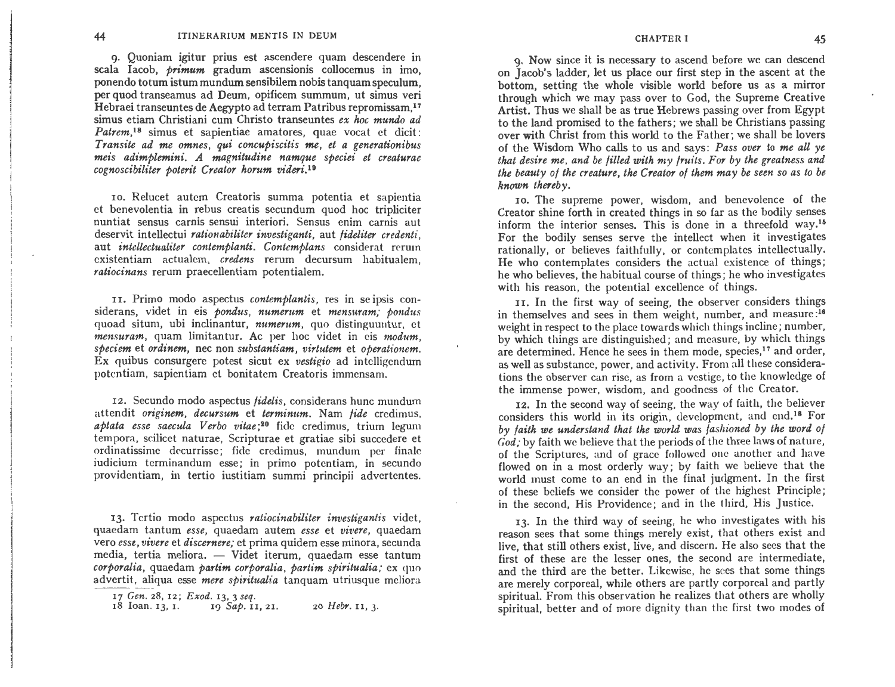9. Quoniam igitur prius est ascendere quam descendere in scala Iacob, *primum* gradum ascensionis collocemus in imo, ponendo totum istum mundum sensibilem nobis tanquam speculum, per quod transeamus ad Deum, opificem summum, ut simus veri Hebraei transeuntes de Aegypto ad terram Patribus repromissam,[17] simus etiam Christiani cum Christo transeuntes *ex hoc mundo ad Patrem*,[18] simus et sapientiae amatores, quae vocat et dicit: *Transite ad me omnes, qui concupiscitis me, et a generationibus meis adimplemini. A magnitudine namque speciei et creaturae cognoscibiliter poterit Creator horum videri.*[19]

10. Relucet autem Creatoris summa potentia et sapientia et benevolentia in rebus creatis secundum quod hoc tripliciter nuntiat sensus carnis sensui interiori. Sensus enim carnis aut deservit intellectui *rationabiliter investiganti*, aut *fideliter credenti*, aut *intellectualiter contemplanti*. *Contemplans* considerat rerum existentiam actualem, *credens* rerum decursum habitualem, *ratiocinans* rerum praecellentiam potentialem.

11. Primo modo aspectus *contemplantis*, res in se ipsis considerans, videt in eis *pondus*, *numerum* et *mensuram*; *pondus* quoad situm, ubi inclinantur, *numerum*, quo distinguuntur, et *mensuram*, quam limitantur. Ac per hoc videt in eis *modum*, *speciem* et *ordinem*, nec non *substantiam*, *virtutem* et *operationem*. Ex quibus consurgere potest sicut ex *vestigio* ad intelligendum potentiam, sapientiam et bonitatem Creatoris immensam.

12. Secundo modo aspectus *fidelis*, considerans hunc mundum attendit *originem*, *decursum* et *terminum*. Nam *fide* credimus, *aptata esse saecula Verbo vitae*;[20] fide credimus, trium legum tempora, scilicet naturae, Scripturae et gratiae sibi succedere et ordinatissime decurrisse; fide credimus, mundum per finale iudicium terminandum esse; in primo potentiam, in secundo providentiam, in tertio iustitiam summi principii advertentes.

13. Tertio modo aspectus *ratiocinabiliter investigantis* videt, quaedam tantum *esse*, quaedam autem *esse* et *vivere*, quaedam vero *esse*, *vivere* et *discernere*; et prima quidem esse minora, secunda media, tertia meliora. — Videt iterum, quaedam esse tantum *corporalia*, quaedam *partim corporalia*, *partim spiritualia*; ex quo advertit, aliqua esse *mere spiritualia* tanquam utriusque meliora

17 *Gen.* 28, 12; *Exod.* 13, 3 *seq.*
18 Ioan. 13, 1.
19 *Sap.* 11, 21.
20 *Hebr.* 11, 3.

9. Now since it is necessary to ascend before we can descend on Jacob's ladder, let us place our first step in the ascent at the bottom, setting the whole visible world before us as a mirror through which we may pass over to God, the Supreme Creative Artist. Thus we shall be as true Hebrews passing over from Egypt to the land promised to the fathers; we shall be Christians passing over with Christ from this world to the Father; we shall be lovers of the Wisdom Who calls to us and says: *Pass over to me all ye that desire me, and be filled with my fruits. For by the greatness and the beauty of the creature, the Creator of them may be seen so as to be known thereby.*

10. The supreme power, wisdom, and benevolence of the Creator shine forth in created things in so far as the bodily senses inform the interior senses. This is done in a threefold way.[15] For the bodily senses serve the intellect when it investigates rationally, or believes faithfully, or contemplates intellectually. He who contemplates considers the actual existence of things; he who believes, the habitual course of things; he who investigates with his reason, the potential excellence of things.

11. In the first way of seeing, the observer considers things in themselves and sees in them weight, number, and measure:[16] weight in respect to the place towards which things incline; number, by which things are distinguished; and measure, by which things are determined. Hence he sees in them mode, species,[17] and order, as well as substance, power, and activity. From all these considerations the observer can rise, as from a vestige, to the knowledge of the immense power, wisdom, and goodness of the Creator.

12. In the second way of seeing, the way of faith, the believer considers this world in its origin, development, and end.[18] For *by faith we understand that the world was fashioned by the word of God*; by faith we believe that the periods of the three laws of nature, of the Scriptures, and of grace followed one another and have flowed on in a most orderly way; by faith we believe that the world must come to an end in the final judgment. In the first of these beliefs we consider the power of the highest Principle; in the second, His Providence; and in the third, His Justice.

13. In the third way of seeing, he who investigates with his reason sees that some things merely exist, that others exist and live, that still others exist, live, and discern. He also sees that the first of these are the lesser ones, the second are intermediate, and the third are the better. Likewise, he sees that some things are merely corporeal, while others are partly corporeal and partly spiritual. From this observation he realizes that others are wholly spiritual, better and of more dignity than the first two modes of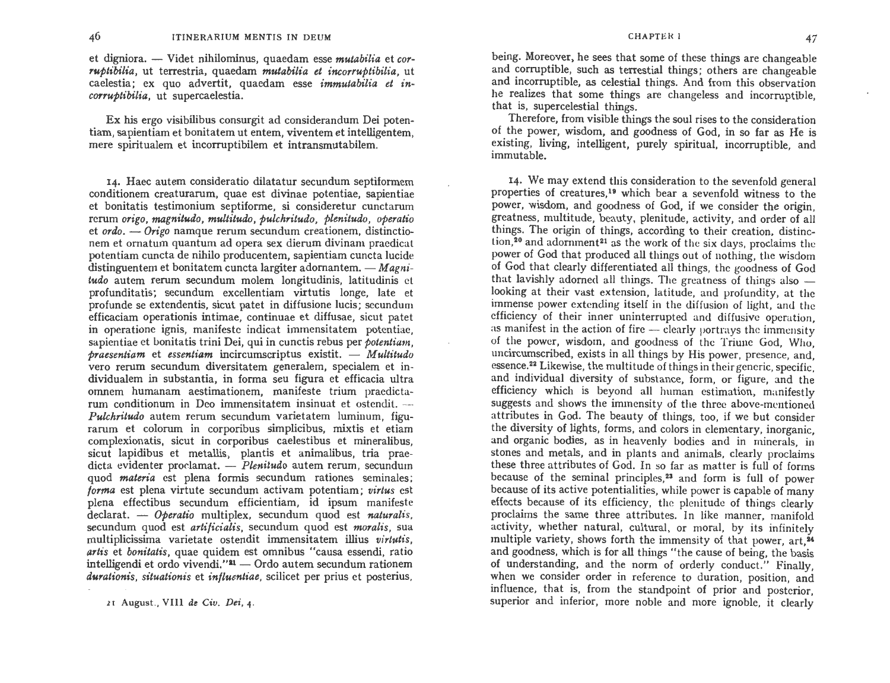et digniora. — Videt nihilominus, quaedam esse *mutabilia* et *corruptibilia*, ut terrestria, quaedam *mutabilia et incorruptibilia*, ut caelestia; ex quo advertit, quaedam esse *immutabilia et incorruptibilia*, ut supercaelestia.

Ex his ergo visibilibus consurgit ad considerandum Dei potentiam, sapientiam et bonitatem ut entem, viventem et intelligentem, mere spiritualem et incorruptibilem et intransmutabilem.

14. Haec autem consideratio dilatatur secundum septiformem conditionem creaturarum, quae est divinae potentiae, sapientiae et bonitatis testimonium septiforme, si consideretur cunctarum rerum *origo, magnitudo, multitudo, pulchritudo, plenitudo, operatio* et *ordo*. — *Origo* namque rerum secundum creationem, distinctionem et ornatum quantum ad opera sex dierum divinam praedicat potentiam cuncta de nihilo producentem, sapientiam cuncta lucide distinguentem et bonitatem cuncta largiter adornantem. — *Magnitudo* autem rerum secundum molem longitudinis, latitudinis et profunditatis; secundum excellentiam virtutis longe, late et profunde se extendentis, sicut patet in diffusione lucis; secundum efficaciam operationis intimae, continuae et diffusae, sicut patet in operatione ignis, manifeste indicat immensitatem potentiae, sapientiae et bonitatis trini Dei, qui in cunctis rebus per *potentiam, praesentiam* et *essentiam* incircumscriptus existit. — *Multitudo* vero rerum secundum diversitatem generalem, specialem et individualem in substantia, in forma seu figura et efficacia ultra omnem humanam aestimationem, manifeste trium praedictarum conditionum in Deo immensitatem insinuat et ostendit. — *Pulchritudo* autem rerum secundum varietatem luminum, figurarum et colorum in corporibus simplicibus, mixtis et etiam complexionatis, sicut in corporibus caelestibus et mineralibus, sicut lapidibus et metallis, plantis et animalibus, tria praedicta evidenter proclamat. — *Plenitudo* autem rerum, secundum quod *materia* est plena formis secundum rationes seminales; *forma* est plena virtute secundum activam potentiam; *virtus* est plena effectibus secundum efficientiam, id ipsum manifeste declarat. — *Operatio* multiplex, secundum quod est *naturalis*, secundum quod est *artificialis*, secundum quod est *moralis*, sua multiplicissima varietate ostendit immensitatem illius *virtutis, artis* et *bonitatis*, quae quidem est omnibus "causa essendi, ratio intelligendi et ordo vivendi."[21] — Ordo autem secundum rationem *durationis, situationis* et *influentiae*, scilicet per prius et posterius,

21 August., VIII *de Civ. Dei*, 4.

being. Moreover, he sees that some of these things are changeable and corruptible, such as terrestial things; others are changeable and incorruptible, as celestial things. And from this observation he realizes that some things are changeless and incorruptible, that is, supercelestial things.

Therefore, from visible things the soul rises to the consideration of the power, wisdom, and goodness of God, in so far as He is existing, living, intelligent, purely spiritual, incorruptible, and immutable.

14. We may extend this consideration to the sevenfold general properties of creatures,[19] which bear a sevenfold witness to the power, wisdom, and goodness of God, if we consider the origin, greatness, multitude, beauty, plenitude, activity, and order of all things. The origin of things, according to their creation, distinction,[20] and adornment[21] as the work of the six days, proclaims the power of God that produced all things out of nothing, the wisdom of God that clearly differentiated all things, the goodness of God that lavishly adorned all things. The greatness of things also — looking at their vast extension, latitude, and profundity, at the immense power extending itself in the diffusion of light, and the efficiency of their inner uninterrupted and diffusive operation, as manifest in the action of fire — clearly portrays the immensity of the power, wisdom, and goodness of the Triune God, Who, uncircumscribed, exists in all things by His power, presence, and, essence.[22] Likewise, the multitude of things in their generic, specific, and individual diversity of substance, form, or figure, and the efficiency which is beyond all human estimation, manifestly suggests and shows the immensity of the three above-mentioned attributes in God. The beauty of things, too, if we but consider the diversity of lights, forms, and colors in elementary, inorganic, and organic bodies, as in heavenly bodies and in minerals, in stones and metals, and in plants and animals, clearly proclaims these three attributes of God. In so far as matter is full of forms because of the seminal principles,[23] and form is full of power because of its active potentialities, while power is capable of many effects because of its efficiency, the plenitude of things clearly proclaims the same three attributes. In like manner, manifold activity, whether natural, cultural, or moral, by its infinitely multiple variety, shows forth the immensity of that power, art,[24] and goodness, which is for all things "the cause of being, the basis of understanding, and the norm of orderly conduct." Finally, when we consider order in reference to duration, position, and influence, that is, from the standpoint of prior and posterior, superior and inferior, more noble and more ignoble, it clearly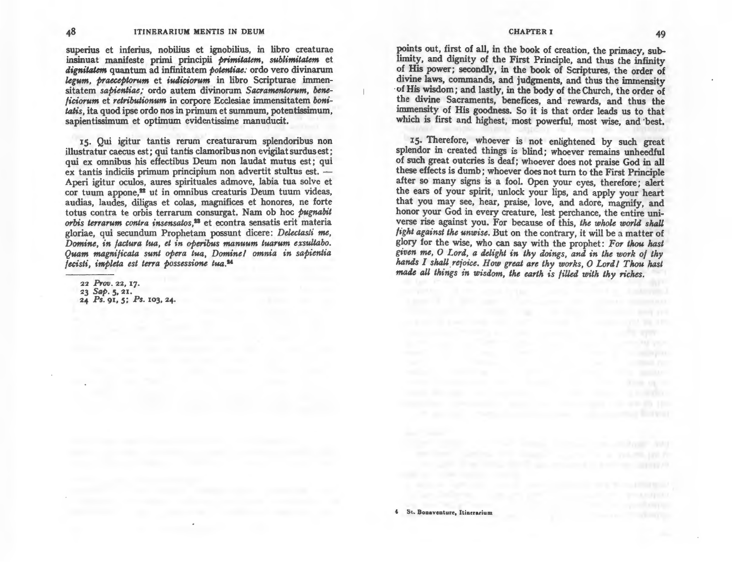superius et inferius, nobilius et ignobilius, in libro creaturae insinuat manifeste primi principii *primitatem*, *sublimitatem* et *dignitatem* quantum ad infinitatem *potentiae:* ordo vero divinarum *legum*, *praeceptorum* et *iudiciorum* in libro Scripturae immensitatem *sapientiae;* ordo autem divinorum *Sacramentorum*, *beneficiorum* et *retributionum* in corpore Ecclesiae immensitatem *bonitatis*, ita quod ipse ordo nos in primum et summum, potentissimum, sapientissimum et optimum evidentissime manuducit.

15. Qui igitur tantis rerum creaturarum splendoribus non illustratur caecus est; qui tantis clamoribus non evigilat surdus est; qui ex omnibus his effectibus Deum non laudat mutus est; qui ex tantis indiciis primum principium non advertit stultus est. — Aperi igitur oculos, aures spirituales admove, labia tua solve et cor tuum appone,[22] ut in omnibus creaturis Deum tuum videas, audias, laudes, diligas et colas, magnifices et honores, ne forte totus contra te orbis terrarum consurgat. Nam ob hoc *pugnabit orbis terrarum contra insensatos*,[23] et econtra sensatis erit materia gloriae, qui secundum Prophetam possunt dicere: *Delectasti me, Domine, in factura tua, et in operibus manuum tuarum exsultabo. Quam magnificata sunt opera tua, Domine! omnia in sapientia fecisti, impleta est terra possessione tua.*[24]

22 *Prov.* 22, 17.
23 *Sap.* 5, 21.
24 *Ps.* 91, 5; *Ps.* 103, 24.

points out, first of all, in the book of creation, the primacy, sublimity, and dignity of the First Principle, and thus the infinity of His power; secondly, in the book of Scriptures, the order of divine laws, commands, and judgments, and thus the immensity of His wisdom; and lastly, in the body of the Church, the order of the divine Sacraments, benefices, and rewards, and thus the immensity of His goodness. So it is that order leads us to that which is first and highest, most powerful, most wise, and best.

15. Therefore, whoever is not enlightened by such great splendor in created things is blind; whoever remains unheedful of such great outcries is deaf; whoever does not praise God in all these effects is dumb; whoever does not turn to the First Principle after so many signs is a fool. Open your eyes, therefore; alert the ears of your spirit, unlock your lips, and apply your heart that you may see, hear, praise, love, and adore, magnify, and honor your God in every creature, lest perchance, the entire universe rise against you. For because of this, *the whole world shall fight against the unwise.* But on the contrary, it will be a matter of glory for the wise, who can say with the prophet: *For thou hast given me, O Lord, a delight in thy doings, and in the work of thy hands I shall rejoice. How great are thy works, O Lord! Thou hast made all things in wisdom, the earth is filled with thy riches.*